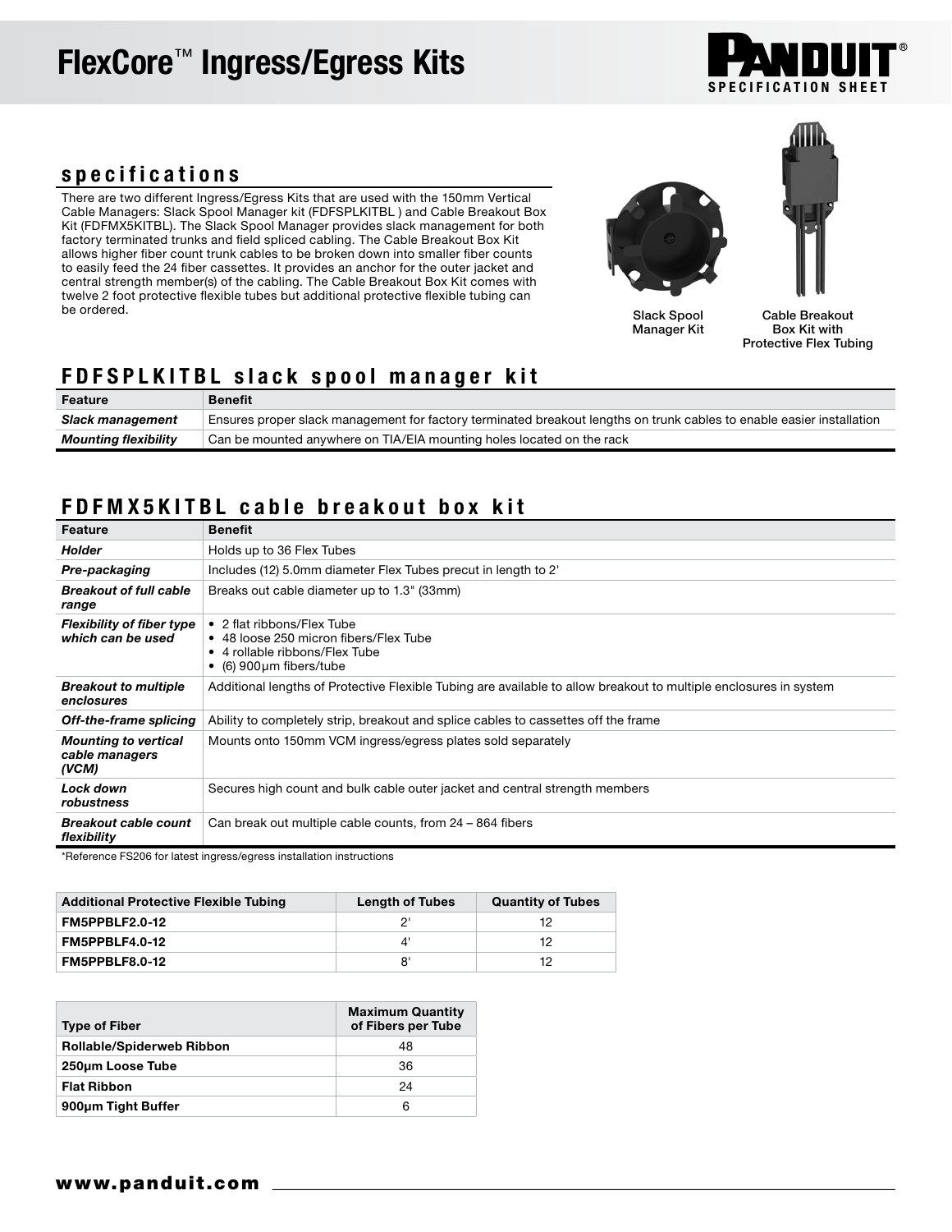# FlexCore™ Ingress/Egress Kits

## specifications

There are two different Ingress/Egress Kits that are used with the 150mm Vertical Cable Managers: Slack Spool Manager kit (FDFSPLKITBL ) and Cable Breakout Box Kit (FDFMX5KITBL). The Slack Spool Manager provides slack management for both factory terminated trunks and field spliced cabling. The Cable Breakout Box Kit allows higher fiber count trunk cables to be broken down into smaller fiber counts to easily feed the 24 fiber cassettes. It provides an anchor for the outer jacket and central strength member(s) of the cabling. The Cable Breakout Box Kit comes with twelve 2 foot protective flexible tubes but additional protective flexible tubing can be ordered.

Slack Spool Manager Kit

Cable Breakout Box Kit with Protective Flex Tubing

## FDFSPLKITBL slack spool manager kit

| Feature | Benefit |
|---|---|
| *Slack management* | Ensures proper slack management for factory terminated breakout lengths on trunk cables to enable easier installation |
| *Mounting flexibility* | Can be mounted anywhere on TIA/EIA mounting holes located on the rack |

## FDFMX5KITBL cable breakout box kit

| Feature | Benefit |
|---|---|
| *Holder* | Holds up to 36 Flex Tubes |
| *Pre-packaging* | Includes (12) 5.0mm diameter Flex Tubes precut in length to 2' |
| *Breakout of full cable range* | Breaks out cable diameter up to 1.3" (33mm) |
| *Flexibility of fiber type which can be used* | • 2 flat ribbons/Flex Tube<br>• 48 loose 250 micron fibers/Flex Tube<br>• 4 rollable ribbons/Flex Tube<br>• (6) 900µm fibers/tube |
| *Breakout to multiple enclosures* | Additional lengths of Protective Flexible Tubing are available to allow breakout to multiple enclosures in system |
| *Off-the-frame splicing* | Ability to completely strip, breakout and splice cables to cassettes off the frame |
| *Mounting to vertical cable managers (VCM)* | Mounts onto 150mm VCM ingress/egress plates sold separately |
| *Lock down robustness* | Secures high count and bulk cable outer jacket and central strength members |
| *Breakout cable count flexibility* | Can break out multiple cable counts, from 24 – 864 fibers |

*Reference FS206 for latest ingress/egress installation instructions

| Additional Protective Flexible Tubing | Length of Tubes | Quantity of Tubes |
|---|---|---|
| **FM5PPBLF2.0-12** | 2' | 12 |
| **FM5PPBLF4.0-12** | 4' | 12 |
| **FM5PPBLF8.0-12** | 8' | 12 |

| Type of Fiber | Maximum Quantity of Fibers per Tube |
|---|---|
| **Rollable/Spiderweb Ribbon** | 48 |
| **250µm Loose Tube** | 36 |
| **Flat Ribbon** | 24 |
| **900µm Tight Buffer** | 6 |

**www.panduit.com**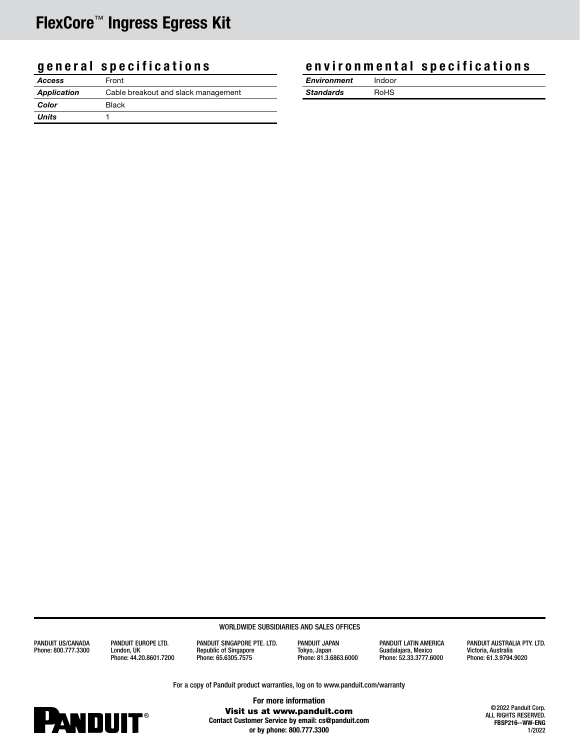## general specifications

| | |
|---|---|
| ***Access*** | Front |
| ***Application*** | Cable breakout and slack management |
| ***Color*** | Black |
| ***Units*** | 1 |

## environmental specifications

| | |
|---|---|
| ***Environment*** | Indoor |
| ***Standards*** | RoHS |

WORLDWIDE SUBSIDIARIES AND SALES OFFICES

PANDUIT US/CANADA
Phone: 800.777.3300

PANDUIT EUROPE LTD.
London, UK
Phone: 44.20.8601.7200

PANDUIT SINGAPORE PTE. LTD.
Republic of Singapore
Phone: 65.6305.7575

PANDUIT JAPAN
Tokyo, Japan
Phone: 81.3.6863.6000

PANDUIT LATIN AMERICA
Guadalajara, Mexico
Phone: 52.33.3777.6000

PANDUIT AUSTRALIA PTY. LTD.
Victoria, Australia
Phone: 61.3.9794.9020

For a copy of Panduit product warranties, log on to www.panduit.com/warranty

**For more information**
**Visit us at www.panduit.com**
**Contact Customer Service by email: cs@panduit.com**
**or by phone: 800.777.3300**

©2022 Panduit Corp.
ALL RIGHTS RESERVED.
FBSP216--WW-ENG
1/2022